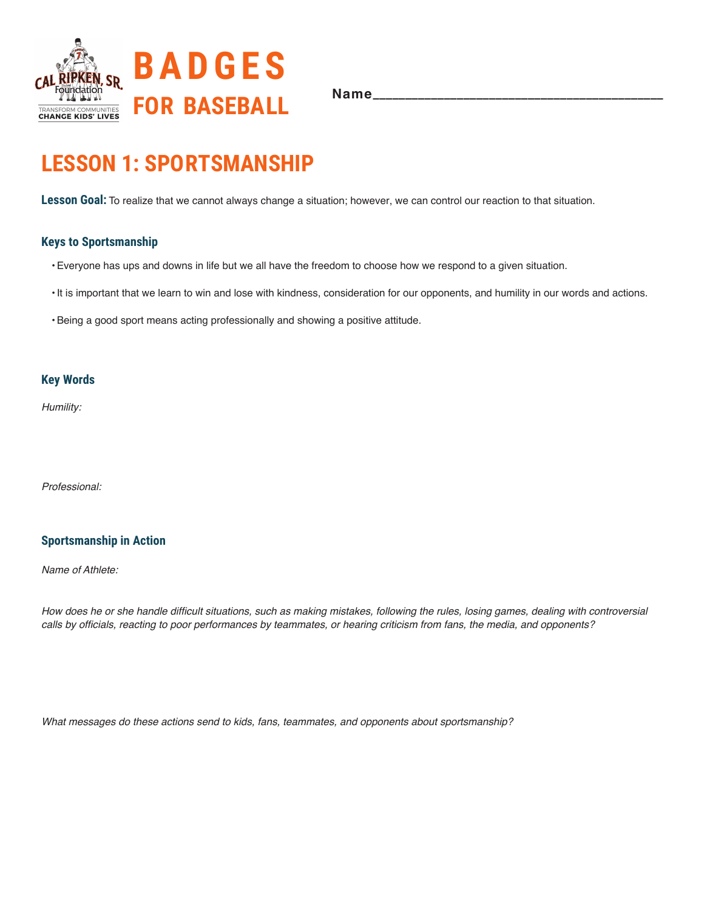CAL RIPKEN, SR. Foundation

TRANSFORM COMMUNITIES
CHANGE KIDS' LIVES

# BADGES FOR BASEBALL

Name_______________________________________

## LESSON 1: SPORTSMANSHIP

**Lesson Goal:** To realize that we cannot always change a situation; however, we can control our reaction to that situation.

### Keys to Sportsmanship

- Everyone has ups and downs in life but we all have the freedom to choose how we respond to a given situation.
- It is important that we learn to win and lose with kindness, consideration for our opponents, and humility in our words and actions.
- Being a good sport means acting professionally and showing a positive attitude.

### Key Words

*Humility:*

*Professional:*

### Sportsmanship in Action

*Name of Athlete:*

*How does he or she handle difficult situations, such as making mistakes, following the rules, losing games, dealing with controversial calls by officials, reacting to poor performances by teammates, or hearing criticism from fans, the media, and opponents?*

*What messages do these actions send to kids, fans, teammates, and opponents about sportsmanship?*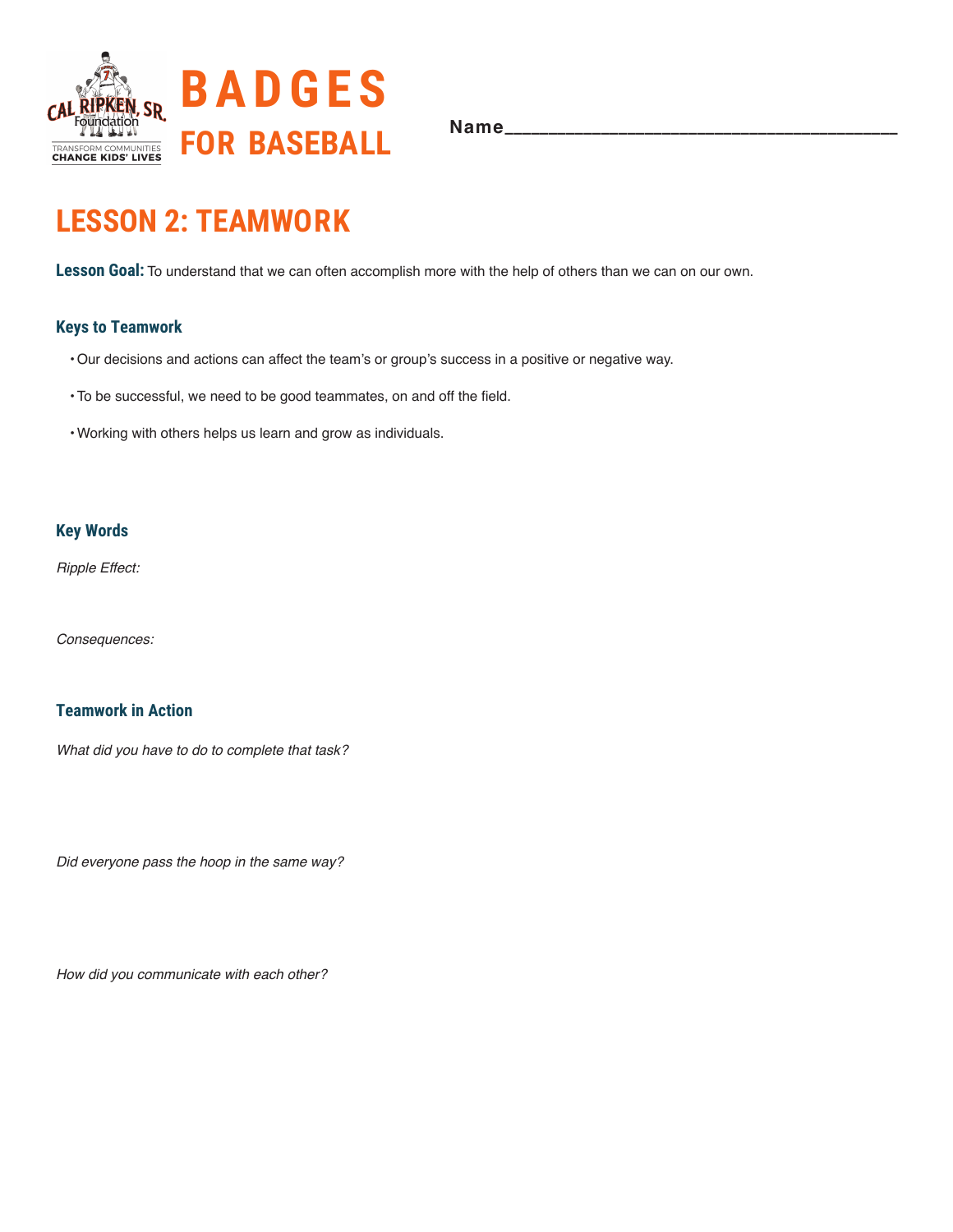# BADGES FOR BASEBALL

Name________________________________________

## LESSON 2: TEAMWORK

**Lesson Goal:** To understand that we can often accomplish more with the help of others than we can on our own.

### Keys to Teamwork

- Our decisions and actions can affect the team's or group's success in a positive or negative way.
- To be successful, we need to be good teammates, on and off the field.
- Working with others helps us learn and grow as individuals.

### Key Words

*Ripple Effect:*

*Consequences:*

### Teamwork in Action

*What did you have to do to complete that task?*

*Did everyone pass the hoop in the same way?*

*How did you communicate with each other?*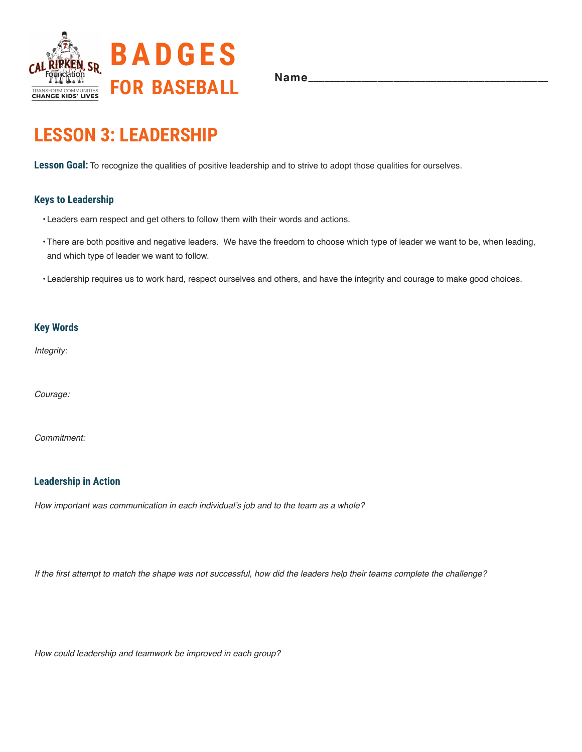# BADGES FOR BASEBALL

Name________________________________________

## LESSON 3: LEADERSHIP

**Lesson Goal:** To recognize the qualities of positive leadership and to strive to adopt those qualities for ourselves.

### Keys to Leadership

- Leaders earn respect and get others to follow them with their words and actions.
- There are both positive and negative leaders. We have the freedom to choose which type of leader we want to be, when leading, and which type of leader we want to follow.
- Leadership requires us to work hard, respect ourselves and others, and have the integrity and courage to make good choices.

### Key Words

*Integrity:*

*Courage:*

*Commitment:*

### Leadership in Action

*How important was communication in each individual's job and to the team as a whole?*

*If the first attempt to match the shape was not successful, how did the leaders help their teams complete the challenge?*

*How could leadership and teamwork be improved in each group?*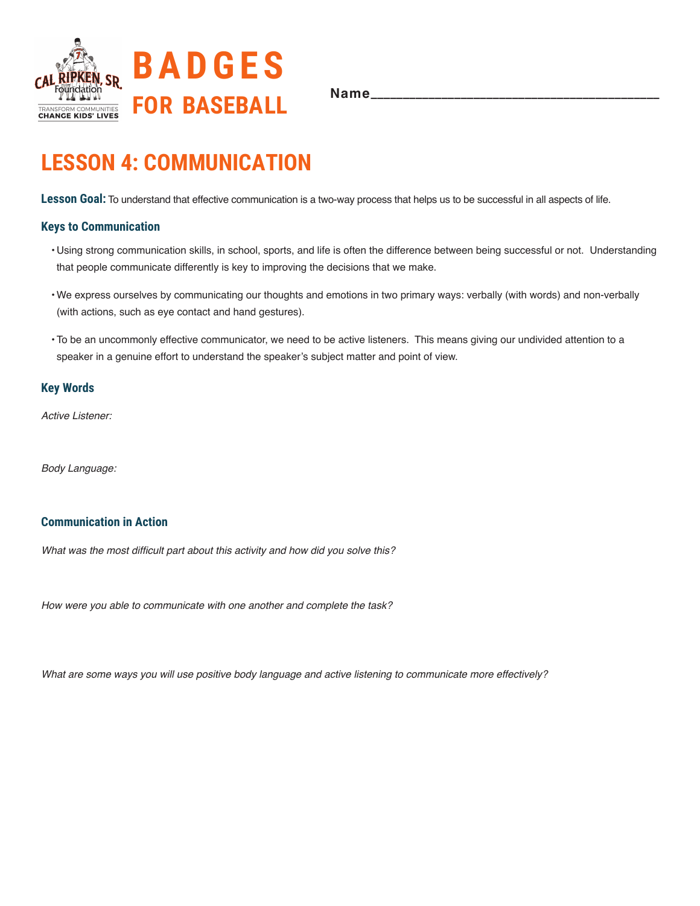# BADGES FOR BASEBALL

Name_______________________________________

## LESSON 4: COMMUNICATION

**Lesson Goal:** To understand that effective communication is a two-way process that helps us to be successful in all aspects of life.

### Keys to Communication

- Using strong communication skills, in school, sports, and life is often the difference between being successful or not. Understanding that people communicate differently is key to improving the decisions that we make.
- We express ourselves by communicating our thoughts and emotions in two primary ways: verbally (with words) and non-verbally (with actions, such as eye contact and hand gestures).
- To be an uncommonly effective communicator, we need to be active listeners. This means giving our undivided attention to a speaker in a genuine effort to understand the speaker's subject matter and point of view.

### Key Words

*Active Listener:*

*Body Language:*

### Communication in Action

*What was the most difficult part about this activity and how did you solve this?*

*How were you able to communicate with one another and complete the task?*

*What are some ways you will use positive body language and active listening to communicate more effectively?*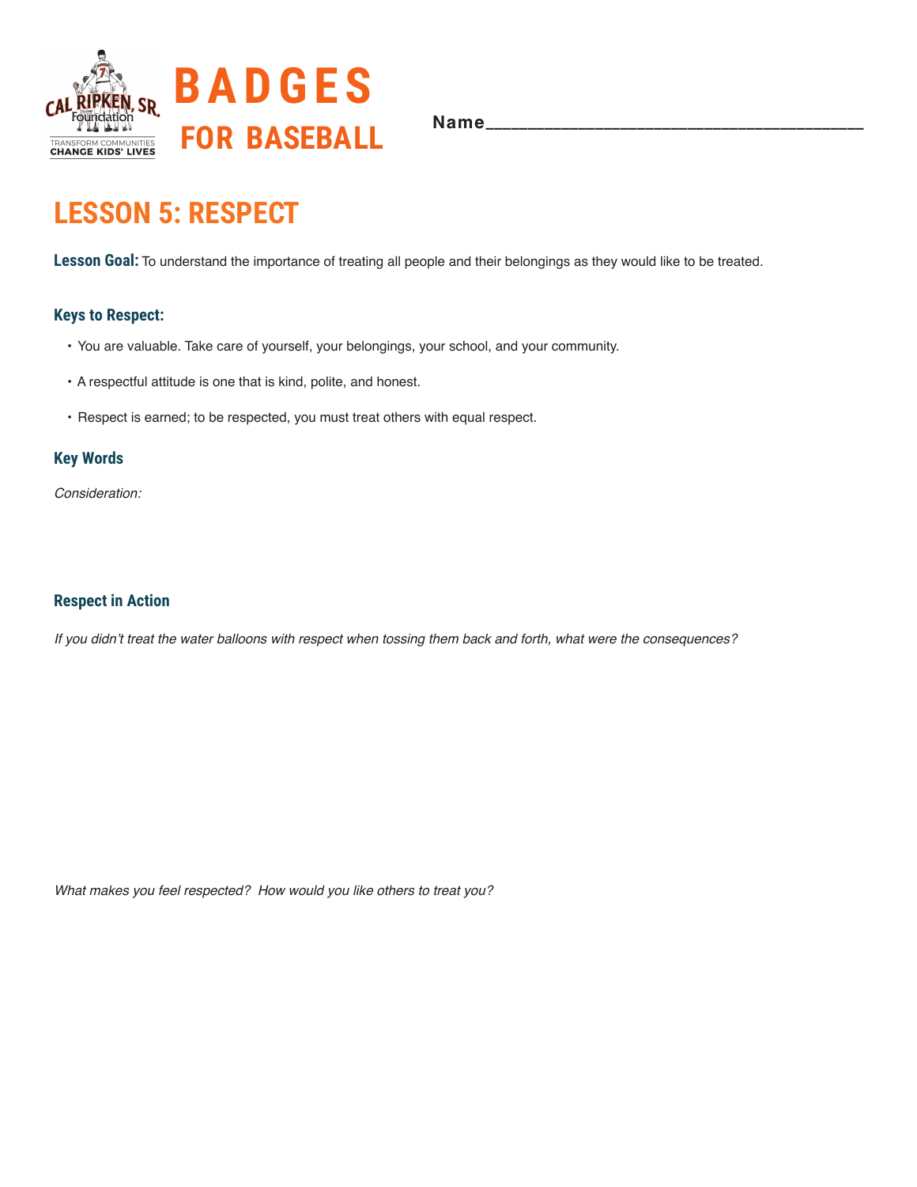# BADGES FOR BASEBALL

**Name**_______________________________________

## LESSON 5: RESPECT

**Lesson Goal:** To understand the importance of treating all people and their belongings as they would like to be treated.

### Keys to Respect:

- You are valuable. Take care of yourself, your belongings, your school, and your community.
- A respectful attitude is one that is kind, polite, and honest.
- Respect is earned; to be respected, you must treat others with equal respect.

### Key Words

*Consideration:*

### Respect in Action

*If you didn't treat the water balloons with respect when tossing them back and forth, what were the consequences?*

*What makes you feel respected? How would you like others to treat you?*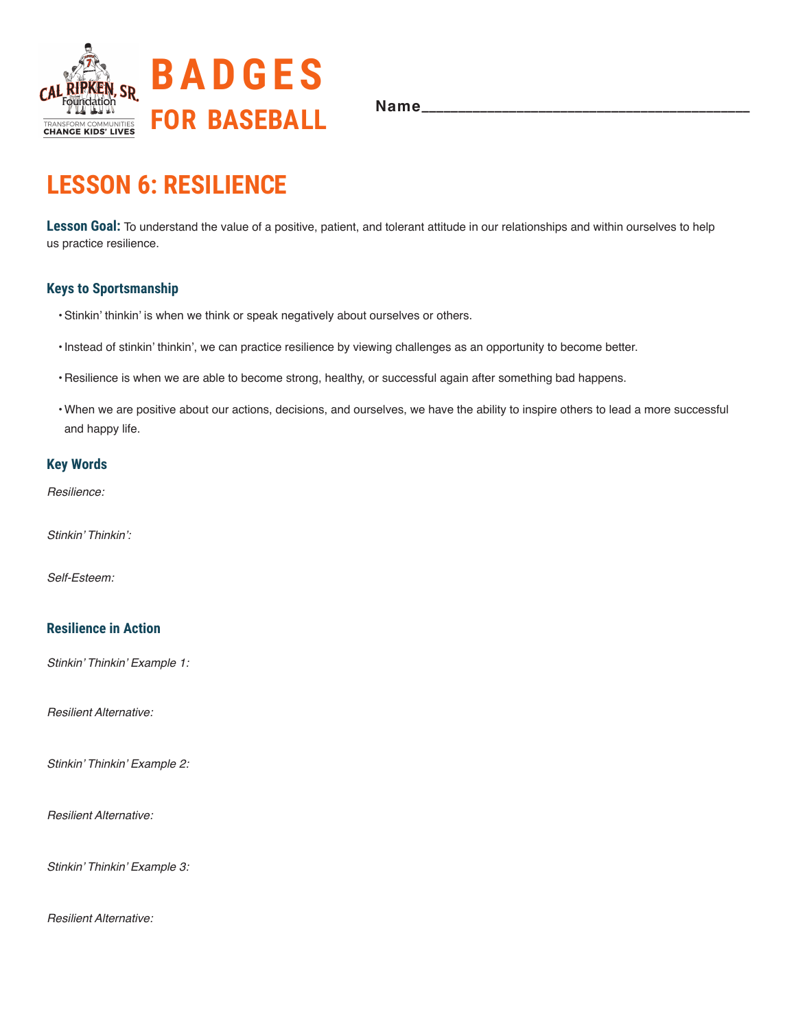# BADGES FOR BASEBALL

Name_______________________________________

## LESSON 6: RESILIENCE

**Lesson Goal:** To understand the value of a positive, patient, and tolerant attitude in our relationships and within ourselves to help us practice resilience.

### Keys to Sportsmanship

- Stinkin' thinkin' is when we think or speak negatively about ourselves or others.
- Instead of stinkin' thinkin', we can practice resilience by viewing challenges as an opportunity to become better.
- Resilience is when we are able to become strong, healthy, or successful again after something bad happens.
- When we are positive about our actions, decisions, and ourselves, we have the ability to inspire others to lead a more successful and happy life.

### Key Words

*Resilience:*

*Stinkin' Thinkin':*

*Self-Esteem:*

### Resilience in Action

*Stinkin' Thinkin' Example 1:*

*Resilient Alternative:*

*Stinkin' Thinkin' Example 2:*

*Resilient Alternative:*

*Stinkin' Thinkin' Example 3:*

*Resilient Alternative:*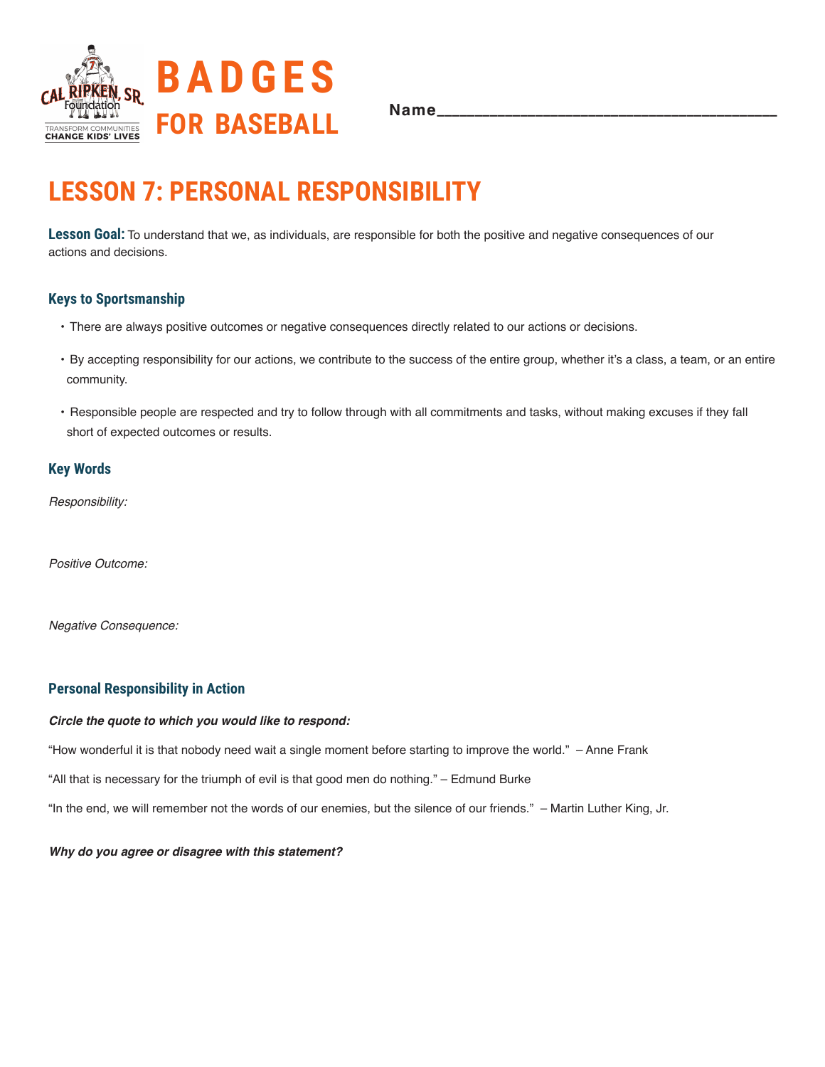# BADGES FOR BASEBALL

Name_______________________________________

## LESSON 7: PERSONAL RESPONSIBILITY

**Lesson Goal:** To understand that we, as individuals, are responsible for both the positive and negative consequences of our actions and decisions.

### Keys to Sportsmanship

- There are always positive outcomes or negative consequences directly related to our actions or decisions.
- By accepting responsibility for our actions, we contribute to the success of the entire group, whether it's a class, a team, or an entire community.
- Responsible people are respected and try to follow through with all commitments and tasks, without making excuses if they fall short of expected outcomes or results.

### Key Words

*Responsibility:*

*Positive Outcome:*

*Negative Consequence:*

### Personal Responsibility in Action

***Circle the quote to which you would like to respond:***

"How wonderful it is that nobody need wait a single moment before starting to improve the world." – Anne Frank

"All that is necessary for the triumph of evil is that good men do nothing." – Edmund Burke

"In the end, we will remember not the words of our enemies, but the silence of our friends." – Martin Luther King, Jr.

***Why do you agree or disagree with this statement?***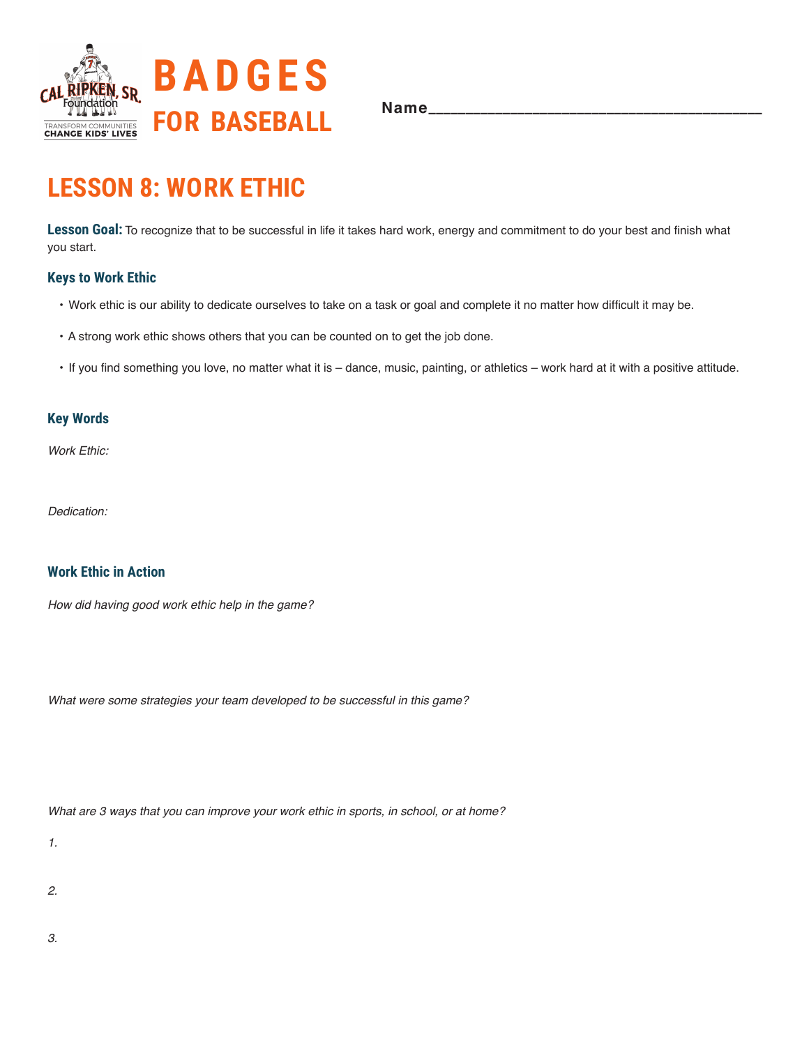# BADGES FOR BASEBALL

Cal Ripken, Sr. Foundation
TRANSFORM COMMUNITIES
CHANGE KIDS' LIVES

**Name**_______________________________________

## LESSON 8: WORK ETHIC

**Lesson Goal:** To recognize that to be successful in life it takes hard work, energy and commitment to do your best and finish what you start.

### Keys to Work Ethic

- Work ethic is our ability to dedicate ourselves to take on a task or goal and complete it no matter how difficult it may be.
- A strong work ethic shows others that you can be counted on to get the job done.
- If you find something you love, no matter what it is – dance, music, painting, or athletics – work hard at it with a positive attitude.

### Key Words

*Work Ethic:*

*Dedication:*

### Work Ethic in Action

*How did having good work ethic help in the game?*

*What were some strategies your team developed to be successful in this game?*

*What are 3 ways that you can improve your work ethic in sports, in school, or at home?*

*1.*

*2.*

*3.*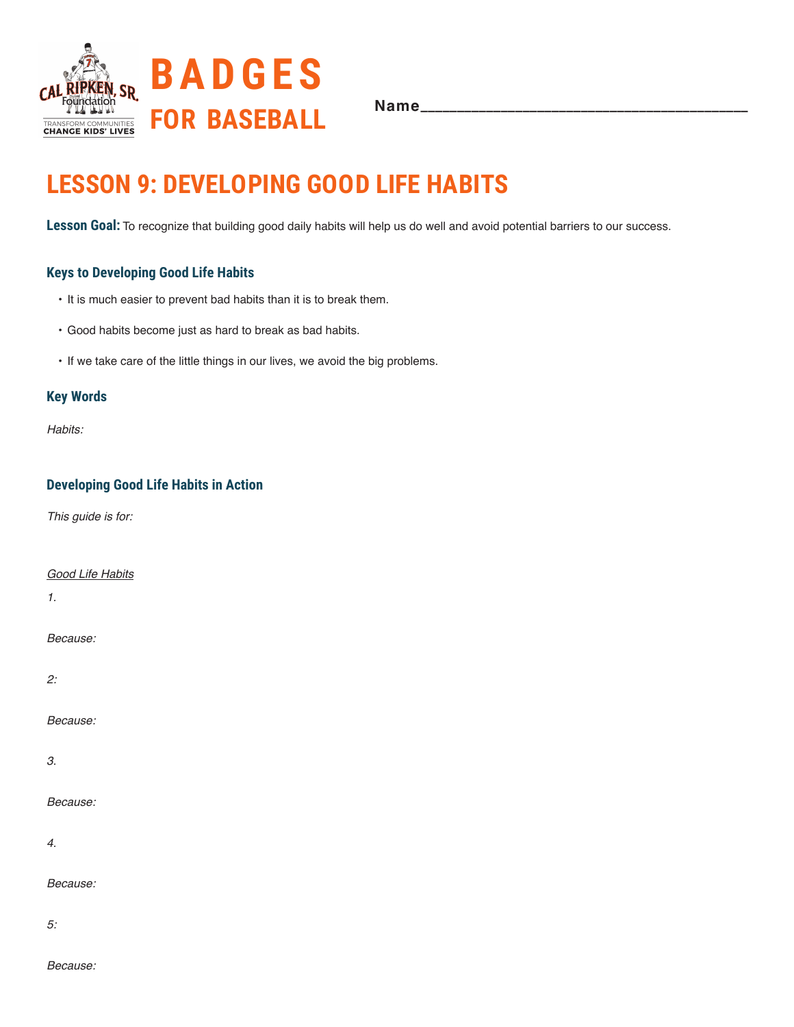# BADGES FOR BASEBALL

Name________________________________________

## LESSON 9: DEVELOPING GOOD LIFE HABITS

**Lesson Goal:** To recognize that building good daily habits will help us do well and avoid potential barriers to our success.

### Keys to Developing Good Life Habits

- It is much easier to prevent bad habits than it is to break them.
- Good habits become just as hard to break as bad habits.
- If we take care of the little things in our lives, we avoid the big problems.

### Key Words

*Habits:*

### Developing Good Life Habits in Action

*This guide is for:*

*Good Life Habits*

*1.*

*Because:*

*2:*

*Because:*

*3.*

*Because:*

*4.*

*Because:*

*5:*

*Because:*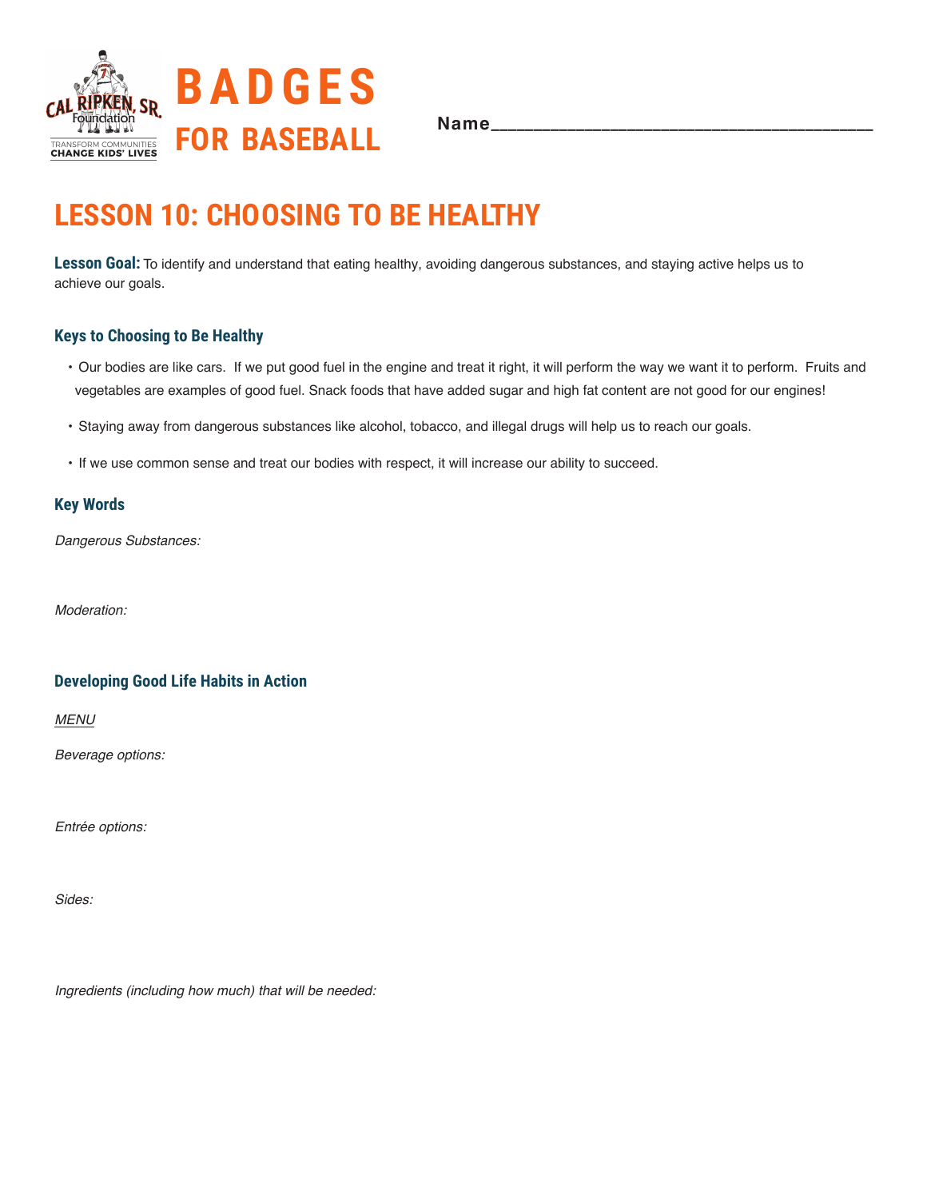# BADGES FOR BASEBALL

**Name**_______________________________________

## LESSON 10: CHOOSING TO BE HEALTHY

**Lesson Goal:** To identify and understand that eating healthy, avoiding dangerous substances, and staying active helps us to achieve our goals.

### Keys to Choosing to Be Healthy

- Our bodies are like cars. If we put good fuel in the engine and treat it right, it will perform the way we want it to perform. Fruits and vegetables are examples of good fuel. Snack foods that have added sugar and high fat content are not good for our engines!
- Staying away from dangerous substances like alcohol, tobacco, and illegal drugs will help us to reach our goals.
- If we use common sense and treat our bodies with respect, it will increase our ability to succeed.

### Key Words

*Dangerous Substances:*

*Moderation:*

### Developing Good Life Habits in Action

*MENU*

*Beverage options:*

*Entrée options:*

*Sides:*

*Ingredients (including how much) that will be needed:*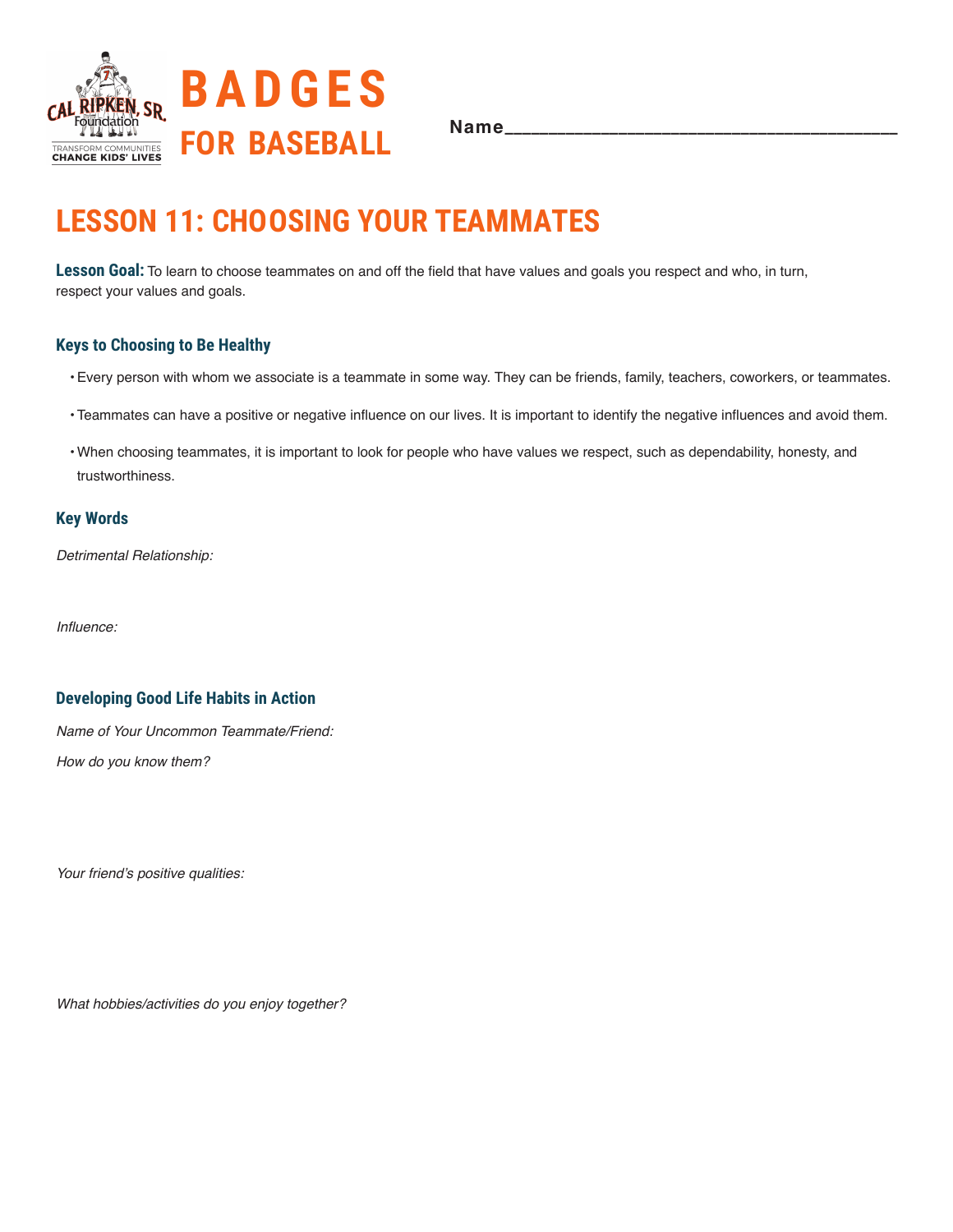# BADGES FOR BASEBALL

Name_______________________________________

## LESSON 11: CHOOSING YOUR TEAMMATES

**Lesson Goal:** To learn to choose teammates on and off the field that have values and goals you respect and who, in turn, respect your values and goals.

### Keys to Choosing to Be Healthy

- Every person with whom we associate is a teammate in some way. They can be friends, family, teachers, coworkers, or teammates.
- Teammates can have a positive or negative influence on our lives. It is important to identify the negative influences and avoid them.
- When choosing teammates, it is important to look for people who have values we respect, such as dependability, honesty, and trustworthiness.

### Key Words

*Detrimental Relationship:*

*Influence:*

### Developing Good Life Habits in Action

*Name of Your Uncommon Teammate/Friend:*

*How do you know them?*

*Your friend's positive qualities:*

*What hobbies/activities do you enjoy together?*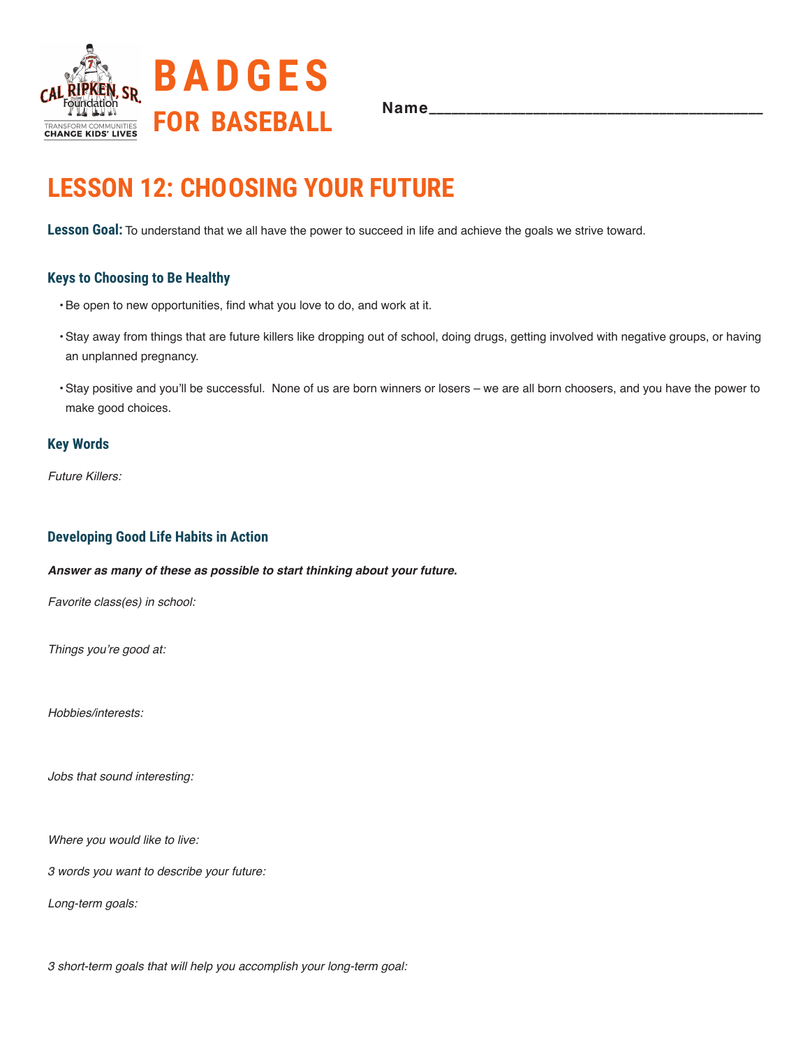CAL RIPKEN, SR. Foundation

TRANSFORM COMMUNITIES
CHANGE KIDS' LIVES

# BADGES FOR BASEBALL

**Name**________________________________________

# LESSON 12: CHOOSING YOUR FUTURE

**Lesson Goal:** To understand that we all have the power to succeed in life and achieve the goals we strive toward.

### Keys to Choosing to Be Healthy

- Be open to new opportunities, find what you love to do, and work at it.
- Stay away from things that are future killers like dropping out of school, doing drugs, getting involved with negative groups, or having an unplanned pregnancy.
- Stay positive and you'll be successful. None of us are born winners or losers – we are all born choosers, and you have the power to make good choices.

### Key Words

*Future Killers:*

### Developing Good Life Habits in Action

***Answer as many of these as possible to start thinking about your future.***

*Favorite class(es) in school:*

*Things you're good at:*

*Hobbies/interests:*

*Jobs that sound interesting:*

*Where you would like to live:*

*3 words you want to describe your future:*

*Long-term goals:*

*3 short-term goals that will help you accomplish your long-term goal:*